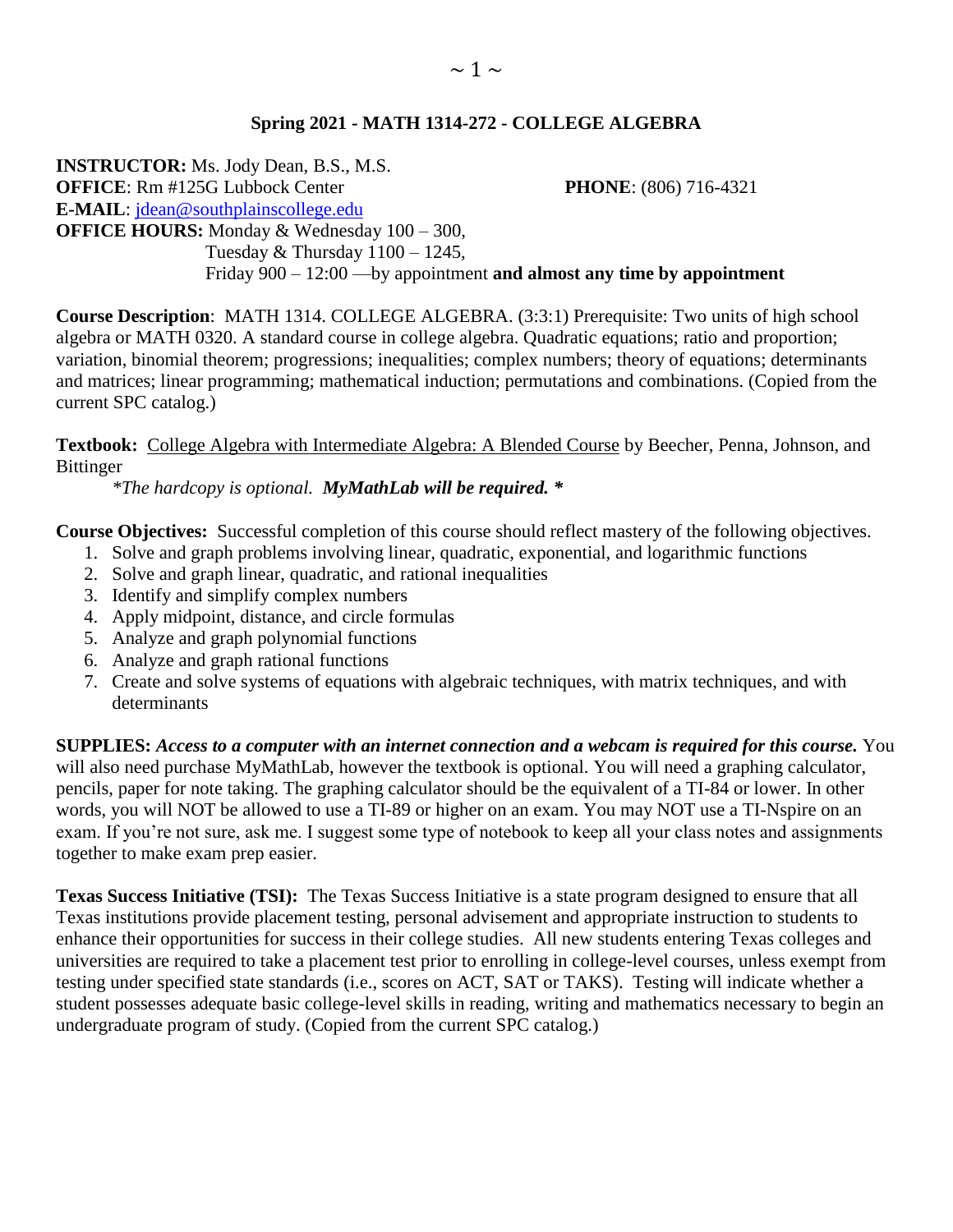## Spring 2021 - MATH 1314-272 - COLLEGE ALGEBRA

**INSTRUCTOR:** Ms. Jody Dean, B.S., M.S.
**OFFICE**: Rm #125G Lubbock Center **PHONE**: (806) 716-4321
**E-MAIL**: jdean@southplainscollege.edu
**OFFICE HOURS:** Monday & Wednesday 100 – 300,
Tuesday & Thursday 1100 – 1245,
Friday 900 – 12:00 —by appointment **and almost any time by appointment**

**Course Description**: MATH 1314. COLLEGE ALGEBRA. (3:3:1) Prerequisite: Two units of high school algebra or MATH 0320. A standard course in college algebra. Quadratic equations; ratio and proportion; variation, binomial theorem; progressions; inequalities; complex numbers; theory of equations; determinants and matrices; linear programming; mathematical induction; permutations and combinations. (Copied from the current SPC catalog.)

**Textbook:** College Algebra with Intermediate Algebra: A Blended Course by Beecher, Penna, Johnson, and Bittinger

*\*The hardcopy is optional.* ***MyMathLab will be required. \****

**Course Objectives:** Successful completion of this course should reflect mastery of the following objectives.

1. Solve and graph problems involving linear, quadratic, exponential, and logarithmic functions
2. Solve and graph linear, quadratic, and rational inequalities
3. Identify and simplify complex numbers
4. Apply midpoint, distance, and circle formulas
5. Analyze and graph polynomial functions
6. Analyze and graph rational functions
7. Create and solve systems of equations with algebraic techniques, with matrix techniques, and with determinants

**SUPPLIES:** ***Access to a computer with an internet connection and a webcam is required for this course.*** You will also need purchase MyMathLab, however the textbook is optional. You will need a graphing calculator, pencils, paper for note taking. The graphing calculator should be the equivalent of a TI-84 or lower. In other words, you will NOT be allowed to use a TI-89 or higher on an exam. You may NOT use a TI-Nspire on an exam. If you're not sure, ask me. I suggest some type of notebook to keep all your class notes and assignments together to make exam prep easier.

**Texas Success Initiative (TSI):** The Texas Success Initiative is a state program designed to ensure that all Texas institutions provide placement testing, personal advisement and appropriate instruction to students to enhance their opportunities for success in their college studies. All new students entering Texas colleges and universities are required to take a placement test prior to enrolling in college-level courses, unless exempt from testing under specified state standards (i.e., scores on ACT, SAT or TAKS). Testing will indicate whether a student possesses adequate basic college-level skills in reading, writing and mathematics necessary to begin an undergraduate program of study. (Copied from the current SPC catalog.)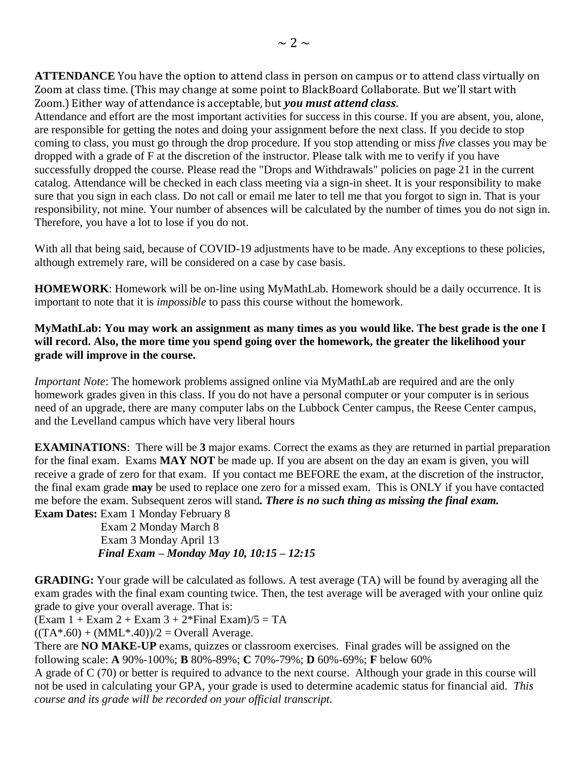**ATTENDANCE** You have the option to attend class in person on campus or to attend class virtually on Zoom at class time. (This may change at some point to BlackBoard Collaborate. But we'll start with Zoom.) Either way of attendance is acceptable, but ***you must attend class***.
Attendance and effort are the most important activities for success in this course. If you are absent, you, alone, are responsible for getting the notes and doing your assignment before the next class. If you decide to stop coming to class, you must go through the drop procedure. If you stop attending or miss *five* classes you may be dropped with a grade of F at the discretion of the instructor. Please talk with me to verify if you have successfully dropped the course. Please read the "Drops and Withdrawals" policies on page 21 in the current catalog. Attendance will be checked in each class meeting via a sign-in sheet. It is your responsibility to make sure that you sign in each class. Do not call or email me later to tell me that you forgot to sign in. That is your responsibility, not mine. Your number of absences will be calculated by the number of times you do not sign in. Therefore, you have a lot to lose if you do not.

With all that being said, because of COVID-19 adjustments have to be made. Any exceptions to these policies, although extremely rare, will be considered on a case by case basis.

**HOMEWORK**: Homework will be on-line using MyMathLab. Homework should be a daily occurrence. It is important to note that it is *impossible* to pass this course without the homework.

**MyMathLab: You may work an assignment as many times as you would like. The best grade is the one I will record. Also, the more time you spend going over the homework, the greater the likelihood your grade will improve in the course.**

*Important Note*: The homework problems assigned online via MyMathLab are required and are the only homework grades given in this class. If you do not have a personal computer or your computer is in serious need of an upgrade, there are many computer labs on the Lubbock Center campus, the Reese Center campus, and the Levelland campus which have very liberal hours

**EXAMINATIONS**: There will be **3** major exams. Correct the exams as they are returned in partial preparation for the final exam. Exams **MAY NOT** be made up. If you are absent on the day an exam is given, you will receive a grade of zero for that exam. If you contact me BEFORE the exam, at the discretion of the instructor, the final exam grade **may** be used to replace one zero for a missed exam. This is ONLY if you have contacted me before the exam. Subsequent zeros will stand***. There is no such thing as missing the final exam.***

**Exam Dates:** Exam 1 Monday February 8
Exam 2 Monday March 8
Exam 3 Monday April 13
***Final Exam – Monday May 10, 10:15 – 12:15***

**GRADING:** Your grade will be calculated as follows. A test average (TA) will be found by averaging all the exam grades with the final exam counting twice. Then, the test average will be averaged with your online quiz grade to give your overall average. That is:

(Exam 1 + Exam 2 + Exam 3 + 2*Final Exam)/5 = TA

((TA*.60) + (MML*.40))/2 = Overall Average.

There are **NO MAKE-UP** exams, quizzes or classroom exercises. Final grades will be assigned on the following scale: **A** 90%-100%; **B** 80%-89%; **C** 70%-79%; **D** 60%-69%; **F** below 60%

A grade of C (70) or better is required to advance to the next course. Although your grade in this course will not be used in calculating your GPA, your grade is used to determine academic status for financial aid. *This course and its grade will be recorded on your official transcript.*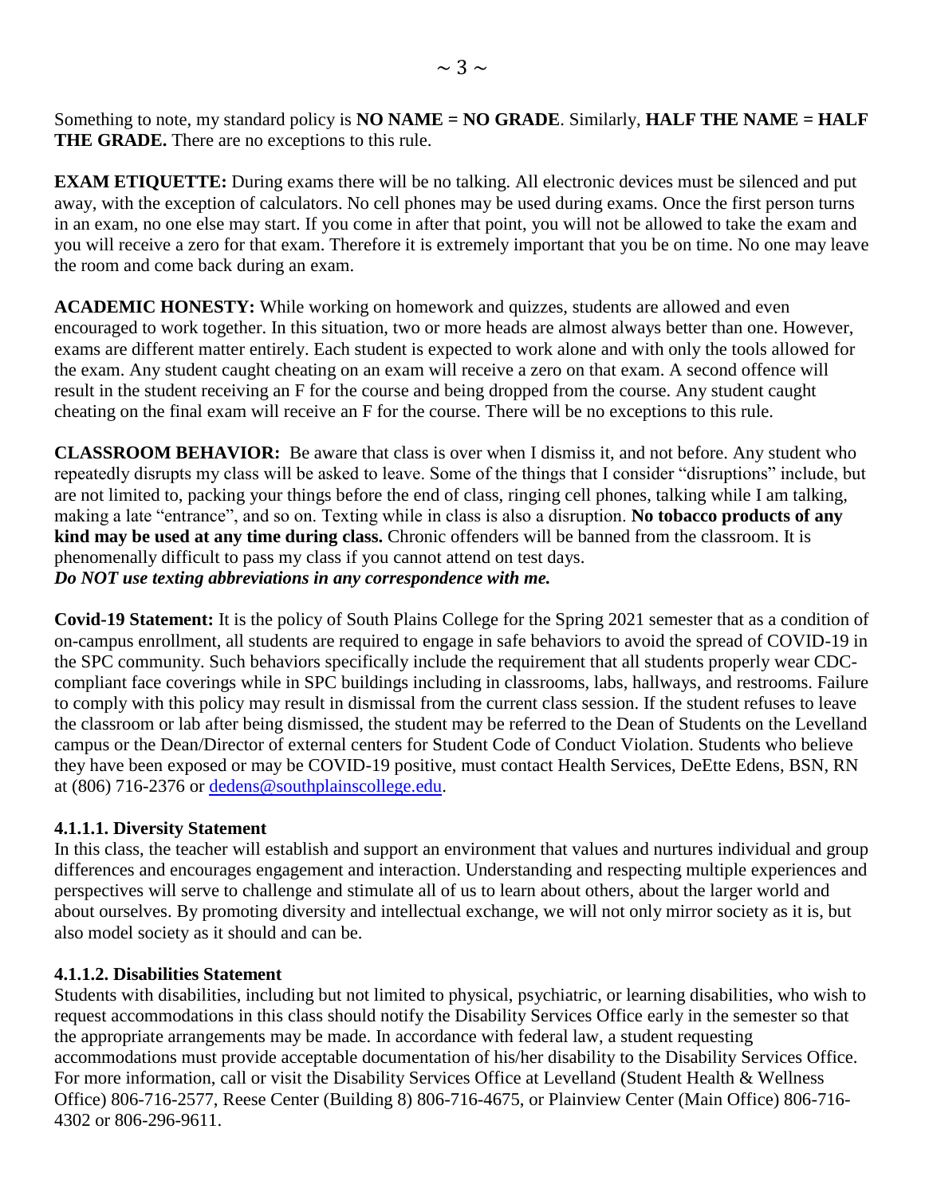Something to note, my standard policy is **NO NAME = NO GRADE**. Similarly, **HALF THE NAME = HALF THE GRADE.** There are no exceptions to this rule.

**EXAM ETIQUETTE:** During exams there will be no talking. All electronic devices must be silenced and put away, with the exception of calculators. No cell phones may be used during exams. Once the first person turns in an exam, no one else may start. If you come in after that point, you will not be allowed to take the exam and you will receive a zero for that exam. Therefore it is extremely important that you be on time. No one may leave the room and come back during an exam.

**ACADEMIC HONESTY:** While working on homework and quizzes, students are allowed and even encouraged to work together. In this situation, two or more heads are almost always better than one. However, exams are different matter entirely. Each student is expected to work alone and with only the tools allowed for the exam. Any student caught cheating on an exam will receive a zero on that exam. A second offence will result in the student receiving an F for the course and being dropped from the course. Any student caught cheating on the final exam will receive an F for the course. There will be no exceptions to this rule.

**CLASSROOM BEHAVIOR:** Be aware that class is over when I dismiss it, and not before. Any student who repeatedly disrupts my class will be asked to leave. Some of the things that I consider "disruptions" include, but are not limited to, packing your things before the end of class, ringing cell phones, talking while I am talking, making a late "entrance", and so on. Texting while in class is also a disruption. **No tobacco products of any kind may be used at any time during class.** Chronic offenders will be banned from the classroom. It is phenomenally difficult to pass my class if you cannot attend on test days.
***Do NOT use texting abbreviations in any correspondence with me.***

**Covid-19 Statement:** It is the policy of South Plains College for the Spring 2021 semester that as a condition of on-campus enrollment, all students are required to engage in safe behaviors to avoid the spread of COVID-19 in the SPC community. Such behaviors specifically include the requirement that all students properly wear CDC-compliant face coverings while in SPC buildings including in classrooms, labs, hallways, and restrooms. Failure to comply with this policy may result in dismissal from the current class session. If the student refuses to leave the classroom or lab after being dismissed, the student may be referred to the Dean of Students on the Levelland campus or the Dean/Director of external centers for Student Code of Conduct Violation. Students who believe they have been exposed or may be COVID-19 positive, must contact Health Services, DeEtte Edens, BSN, RN at (806) 716-2376 or dedens@southplainscollege.edu.

### 4.1.1.1. Diversity Statement

In this class, the teacher will establish and support an environment that values and nurtures individual and group differences and encourages engagement and interaction. Understanding and respecting multiple experiences and perspectives will serve to challenge and stimulate all of us to learn about others, about the larger world and about ourselves. By promoting diversity and intellectual exchange, we will not only mirror society as it is, but also model society as it should and can be.

### 4.1.1.2. Disabilities Statement

Students with disabilities, including but not limited to physical, psychiatric, or learning disabilities, who wish to request accommodations in this class should notify the Disability Services Office early in the semester so that the appropriate arrangements may be made. In accordance with federal law, a student requesting accommodations must provide acceptable documentation of his/her disability to the Disability Services Office. For more information, call or visit the Disability Services Office at Levelland (Student Health & Wellness Office) 806-716-2577, Reese Center (Building 8) 806-716-4675, or Plainview Center (Main Office) 806-716-4302 or 806-296-9611.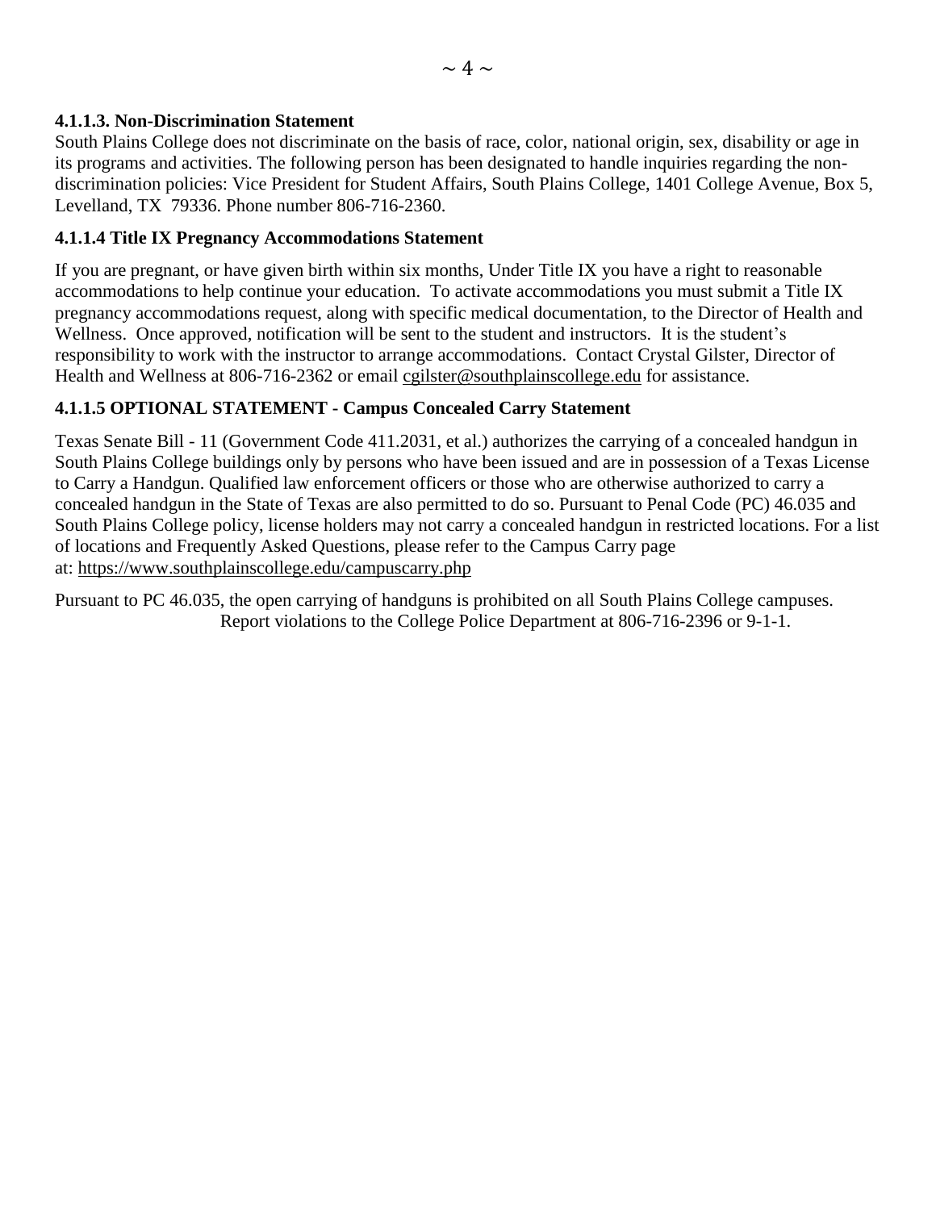#### 4.1.1.3. Non-Discrimination Statement

South Plains College does not discriminate on the basis of race, color, national origin, sex, disability or age in its programs and activities. The following person has been designated to handle inquiries regarding the non-discrimination policies: Vice President for Student Affairs, South Plains College, 1401 College Avenue, Box 5, Levelland, TX 79336. Phone number 806-716-2360.

#### 4.1.1.4 Title IX Pregnancy Accommodations Statement

If you are pregnant, or have given birth within six months, Under Title IX you have a right to reasonable accommodations to help continue your education. To activate accommodations you must submit a Title IX pregnancy accommodations request, along with specific medical documentation, to the Director of Health and Wellness. Once approved, notification will be sent to the student and instructors. It is the student's responsibility to work with the instructor to arrange accommodations. Contact Crystal Gilster, Director of Health and Wellness at 806-716-2362 or email cgilster@southplainscollege.edu for assistance.

#### 4.1.1.5 OPTIONAL STATEMENT - Campus Concealed Carry Statement

Texas Senate Bill - 11 (Government Code 411.2031, et al.) authorizes the carrying of a concealed handgun in South Plains College buildings only by persons who have been issued and are in possession of a Texas License to Carry a Handgun. Qualified law enforcement officers or those who are otherwise authorized to carry a concealed handgun in the State of Texas are also permitted to do so. Pursuant to Penal Code (PC) 46.035 and South Plains College policy, license holders may not carry a concealed handgun in restricted locations. For a list of locations and Frequently Asked Questions, please refer to the Campus Carry page at: https://www.southplainscollege.edu/campuscarry.php

Pursuant to PC 46.035, the open carrying of handguns is prohibited on all South Plains College campuses. Report violations to the College Police Department at 806-716-2396 or 9-1-1.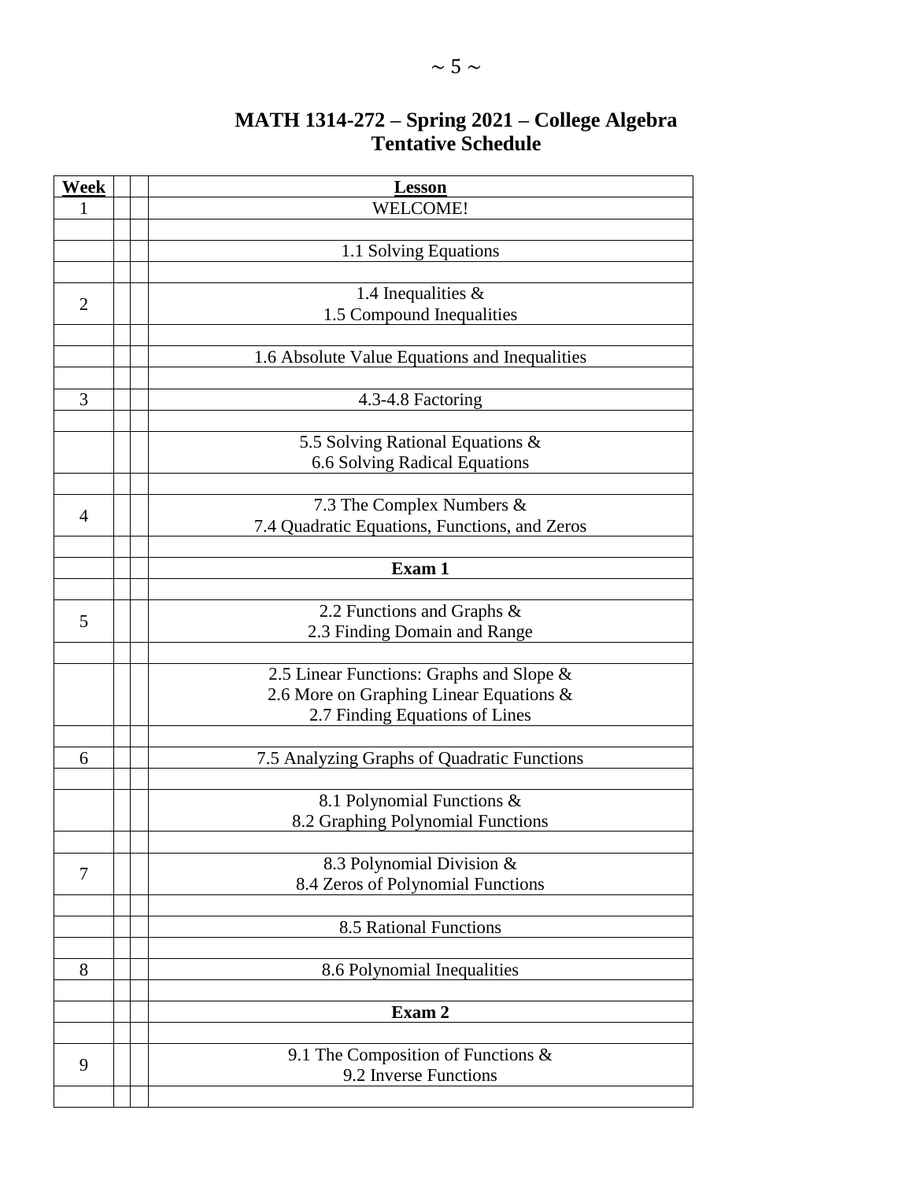# MATH 1314-272 – Spring 2021 – College Algebra
## Tentative Schedule

| Week | | | Lesson |
|---|---|---|---|
| 1 | | | WELCOME! |
| | | | |
| | | | 1.1 Solving Equations |
| | | | |
| 2 | | | 1.4 Inequalities & 1.5 Compound Inequalities |
| | | | |
| | | | 1.6 Absolute Value Equations and Inequalities |
| | | | |
| 3 | | | 4.3-4.8 Factoring |
| | | | |
| | | | 5.5 Solving Rational Equations & 6.6 Solving Radical Equations |
| | | | |
| 4 | | | 7.3 The Complex Numbers & 7.4 Quadratic Equations, Functions, and Zeros |
| | | | |
| | | | **Exam 1** |
| | | | |
| 5 | | | 2.2 Functions and Graphs & 2.3 Finding Domain and Range |
| | | | |
| | | | 2.5 Linear Functions: Graphs and Slope & 2.6 More on Graphing Linear Equations & 2.7 Finding Equations of Lines |
| | | | |
| 6 | | | 7.5 Analyzing Graphs of Quadratic Functions |
| | | | |
| | | | 8.1 Polynomial Functions & 8.2 Graphing Polynomial Functions |
| | | | |
| 7 | | | 8.3 Polynomial Division & 8.4 Zeros of Polynomial Functions |
| | | | |
| | | | 8.5 Rational Functions |
| | | | |
| 8 | | | 8.6 Polynomial Inequalities |
| | | | |
| | | | **Exam 2** |
| | | | |
| 9 | | | 9.1 The Composition of Functions & 9.2 Inverse Functions |
| | | | |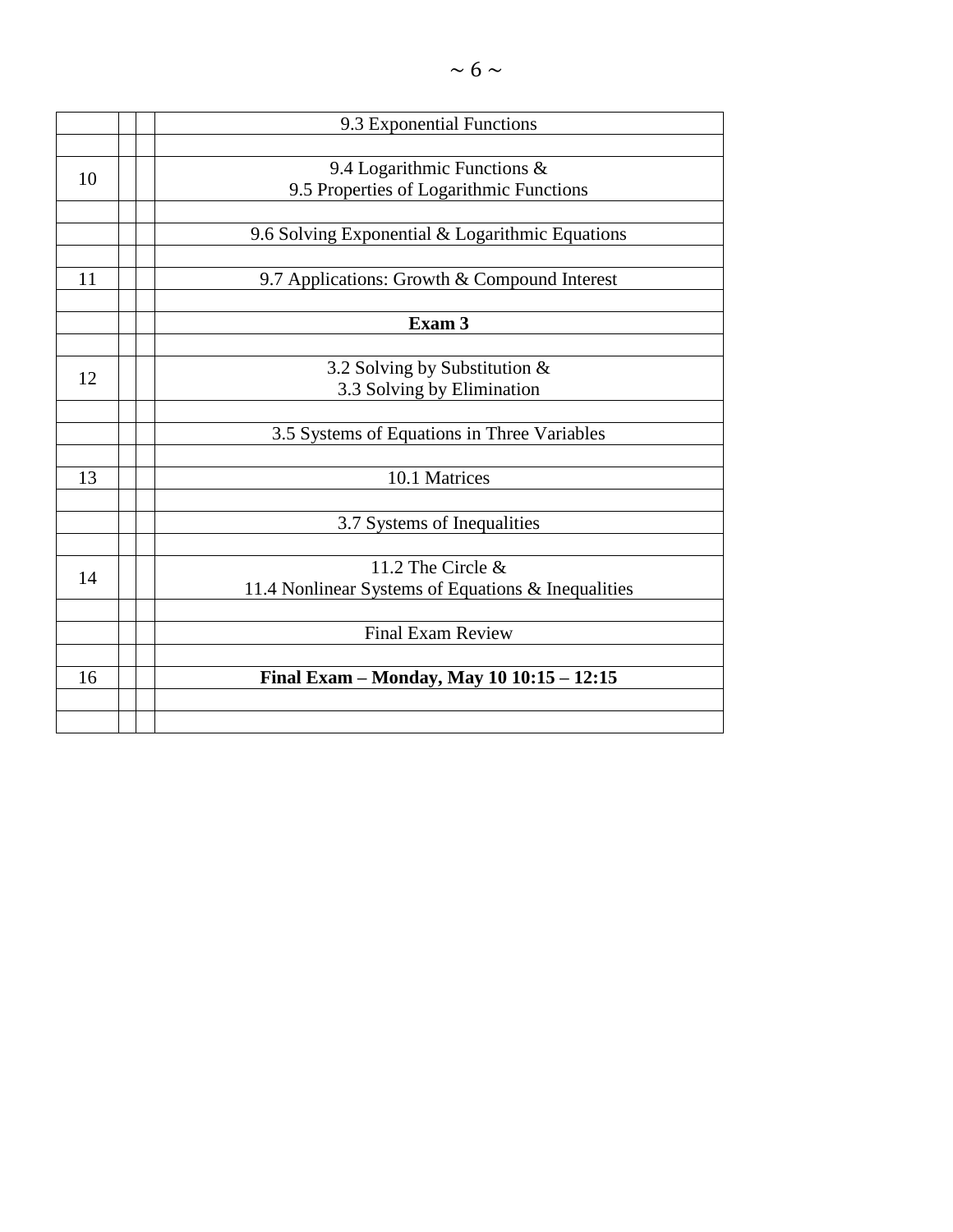| | | | |
|---|---|---|---|
| | | | 9.3 Exponential Functions |
| | | | |
| 10 | | | 9.4 Logarithmic Functions & 9.5 Properties of Logarithmic Functions |
| | | | |
| | | | 9.6 Solving Exponential & Logarithmic Equations |
| | | | |
| 11 | | | 9.7 Applications: Growth & Compound Interest |
| | | | |
| | | | **Exam 3** |
| | | | |
| 12 | | | 3.2 Solving by Substitution & 3.3 Solving by Elimination |
| | | | |
| | | | 3.5 Systems of Equations in Three Variables |
| | | | |
| 13 | | | 10.1 Matrices |
| | | | |
| | | | 3.7 Systems of Inequalities |
| | | | |
| 14 | | | 11.2 The Circle & 11.4 Nonlinear Systems of Equations & Inequalities |
| | | | |
| | | | Final Exam Review |
| | | | |
| 16 | | | **Final Exam – Monday, May 10 10:15 – 12:15** |
| | | | |
| | | | |